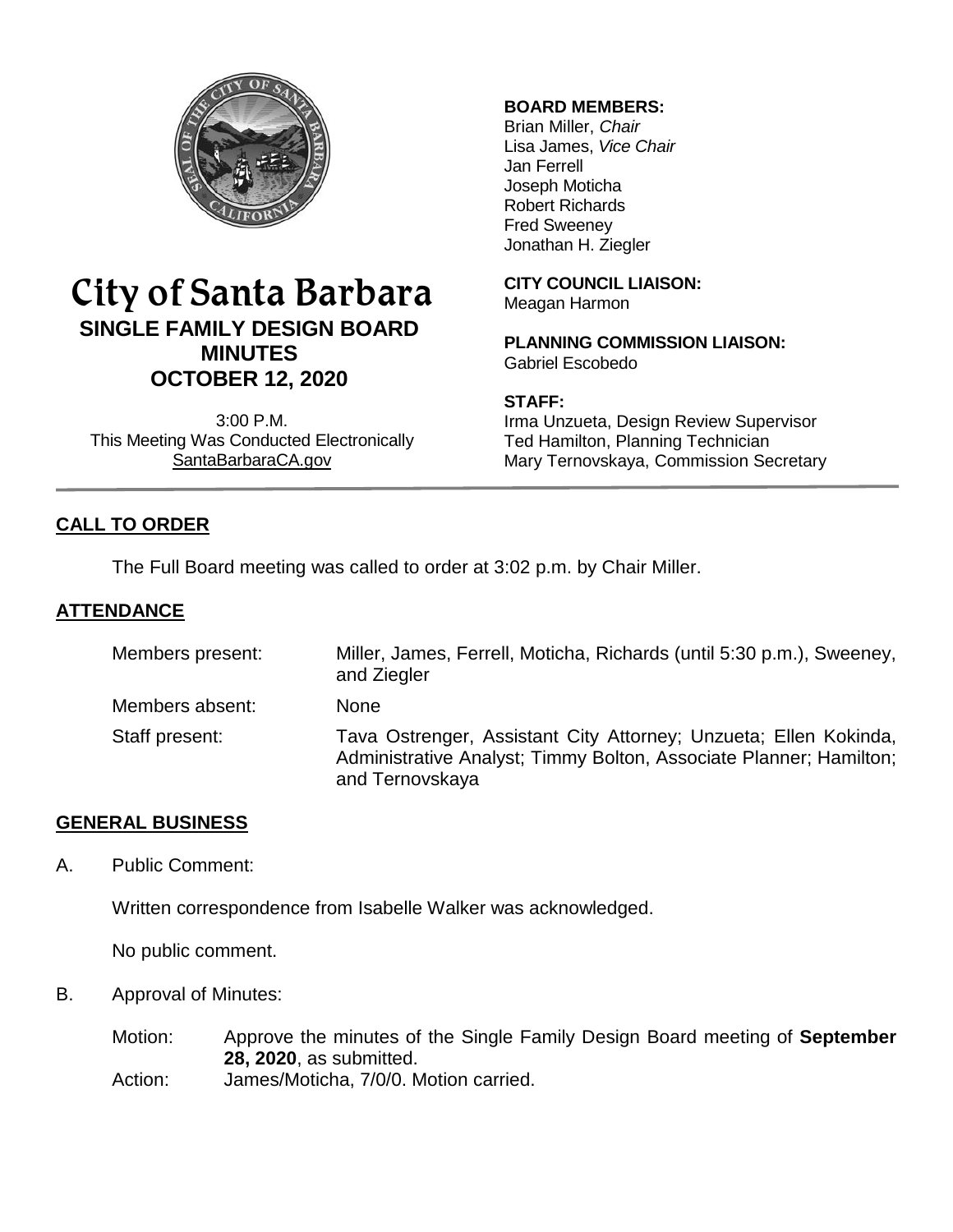# City of Santa Barbara

## SINGLE FAMILY DESIGN BOARD MINUTES

## OCTOBER 12, 2020

3:00 P.M.
This Meeting Was Conducted Electronically
SantaBarbaraCA.gov

**BOARD MEMBERS:**
Brian Miller, *Chair*
Lisa James, *Vice Chair*
Jan Ferrell
Joseph Moticha
Robert Richards
Fred Sweeney
Jonathan H. Ziegler

**CITY COUNCIL LIAISON:**
Meagan Harmon

**PLANNING COMMISSION LIAISON:**
Gabriel Escobedo

**STAFF:**
Irma Unzueta, Design Review Supervisor
Ted Hamilton, Planning Technician
Mary Ternovskaya, Commission Secretary

## CALL TO ORDER

The Full Board meeting was called to order at 3:02 p.m. by Chair Miller.

## ATTENDANCE

| | |
|---|---|
| Members present: | Miller, James, Ferrell, Moticha, Richards (until 5:30 p.m.), Sweeney, and Ziegler |
| Members absent: | None |
| Staff present: | Tava Ostrenger, Assistant City Attorney; Unzueta; Ellen Kokinda, Administrative Analyst; Timmy Bolton, Associate Planner; Hamilton; and Ternovskaya |

## GENERAL BUSINESS

A. Public Comment:

Written correspondence from Isabelle Walker was acknowledged.

No public comment.

B. Approval of Minutes:

Motion: Approve the minutes of the Single Family Design Board meeting of **September 28, 2020**, as submitted.
Action: James/Moticha, 7/0/0. Motion carried.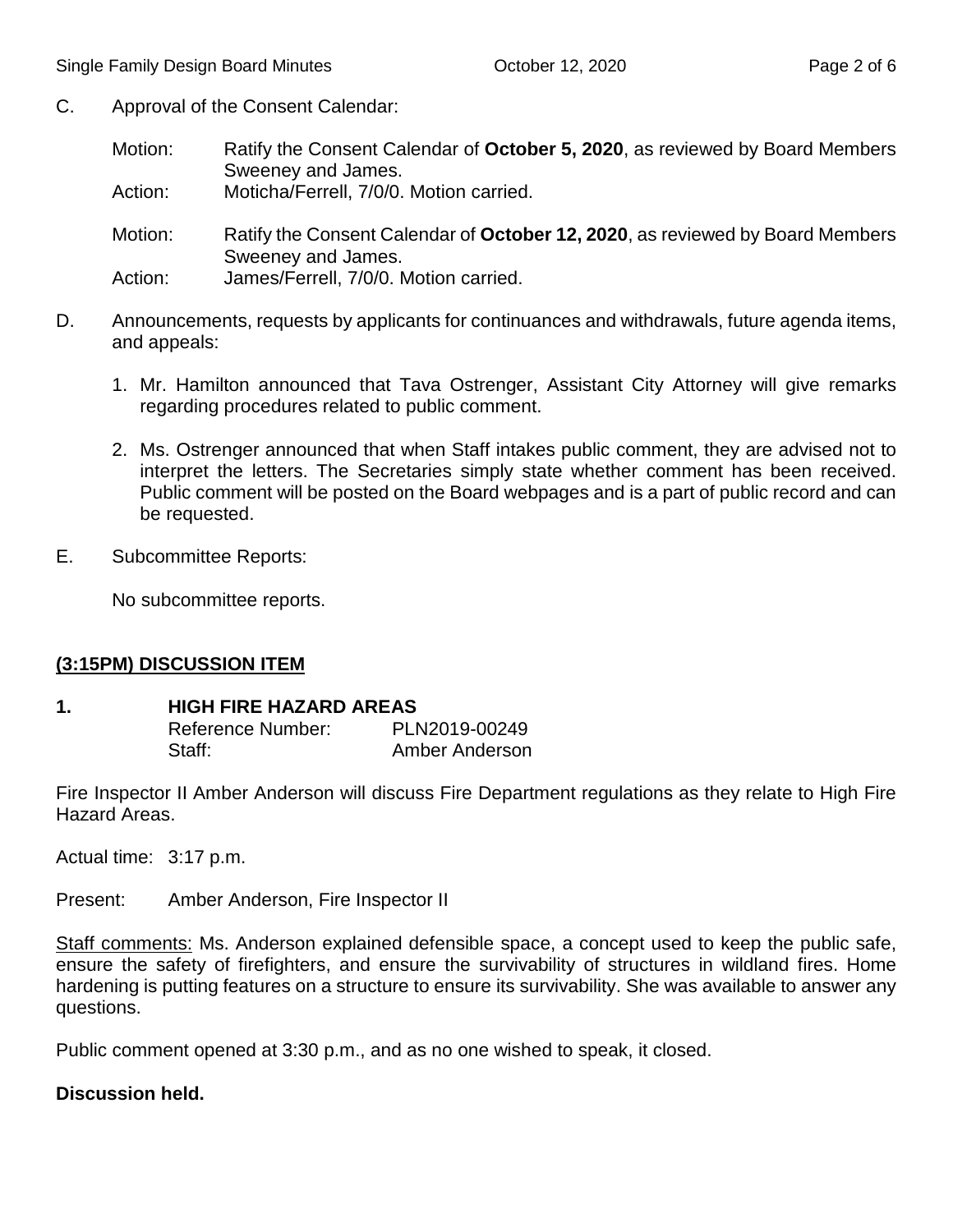C. Approval of the Consent Calendar:

Motion: Ratify the Consent Calendar of **October 5, 2020**, as reviewed by Board Members Sweeney and James.
Action: Moticha/Ferrell, 7/0/0. Motion carried.

Motion: Ratify the Consent Calendar of **October 12, 2020**, as reviewed by Board Members Sweeney and James.
Action: James/Ferrell, 7/0/0. Motion carried.

D. Announcements, requests by applicants for continuances and withdrawals, future agenda items, and appeals:

1. Mr. Hamilton announced that Tava Ostrenger, Assistant City Attorney will give remarks regarding procedures related to public comment.

2. Ms. Ostrenger announced that when Staff intakes public comment, they are advised not to interpret the letters. The Secretaries simply state whether comment has been received. Public comment will be posted on the Board webpages and is a part of public record and can be requested.

E. Subcommittee Reports:

No subcommittee reports.

## (3:15PM) DISCUSSION ITEM

**1. HIGH FIRE HAZARD AREAS**

Reference Number: PLN2019-00249
Staff: Amber Anderson

Fire Inspector II Amber Anderson will discuss Fire Department regulations as they relate to High Fire Hazard Areas.

Actual time: 3:17 p.m.

Present: Amber Anderson, Fire Inspector II

Staff comments: Ms. Anderson explained defensible space, a concept used to keep the public safe, ensure the safety of firefighters, and ensure the survivability of structures in wildland fires. Home hardening is putting features on a structure to ensure its survivability. She was available to answer any questions.

Public comment opened at 3:30 p.m., and as no one wished to speak, it closed.

**Discussion held.**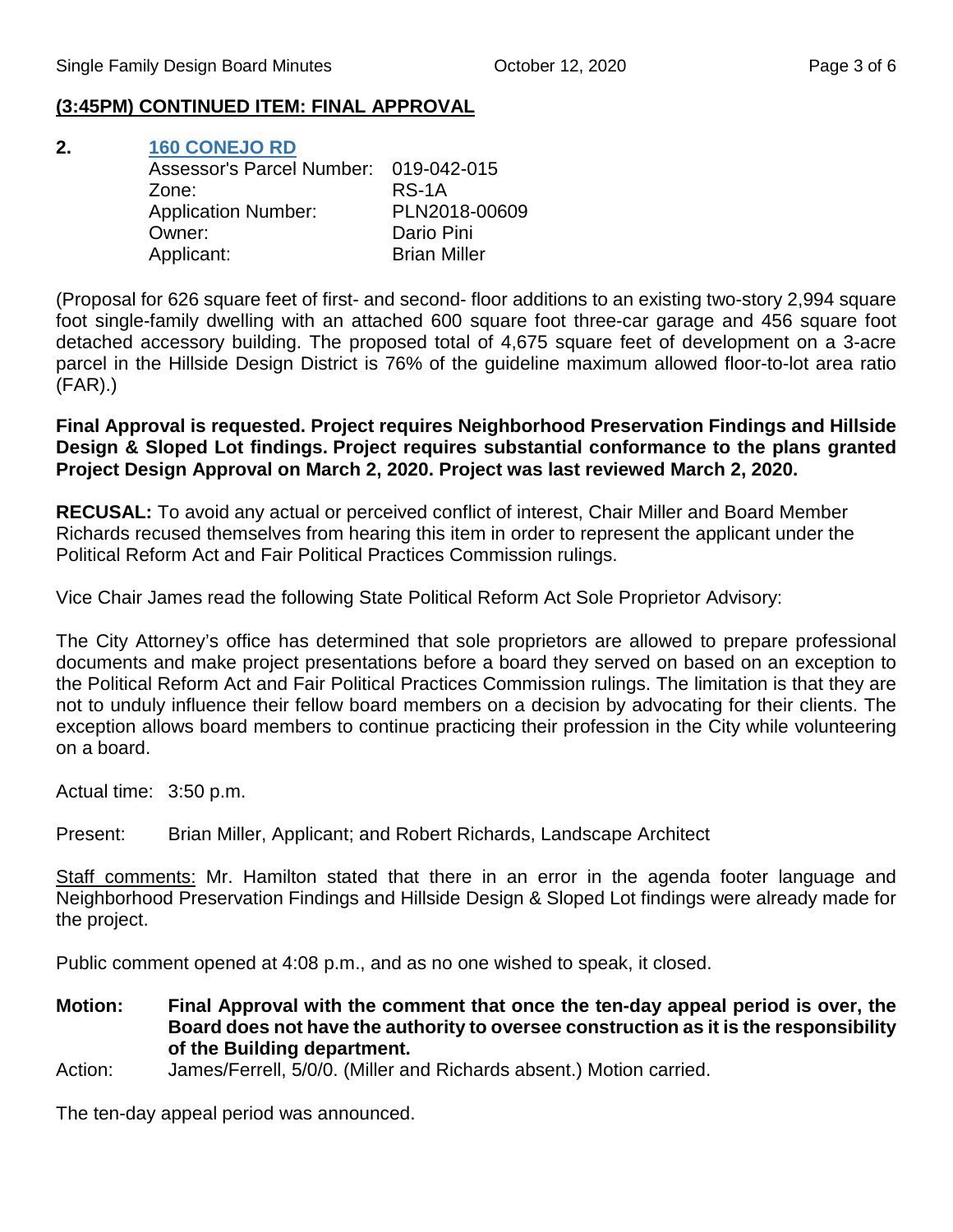**(3:45PM) CONTINUED ITEM: FINAL APPROVAL**

**2. 160 CONEJO RD**

| | |
|---|---|
| Assessor's Parcel Number: | 019-042-015 |
| Zone: | RS-1A |
| Application Number: | PLN2018-00609 |
| Owner: | Dario Pini |
| Applicant: | Brian Miller |

(Proposal for 626 square feet of first- and second- floor additions to an existing two-story 2,994 square foot single-family dwelling with an attached 600 square foot three-car garage and 456 square foot detached accessory building. The proposed total of 4,675 square feet of development on a 3-acre parcel in the Hillside Design District is 76% of the guideline maximum allowed floor-to-lot area ratio (FAR).)

**Final Approval is requested. Project requires Neighborhood Preservation Findings and Hillside Design & Sloped Lot findings. Project requires substantial conformance to the plans granted Project Design Approval on March 2, 2020. Project was last reviewed March 2, 2020.**

**RECUSAL:** To avoid any actual or perceived conflict of interest, Chair Miller and Board Member Richards recused themselves from hearing this item in order to represent the applicant under the Political Reform Act and Fair Political Practices Commission rulings.

Vice Chair James read the following State Political Reform Act Sole Proprietor Advisory:

The City Attorney's office has determined that sole proprietors are allowed to prepare professional documents and make project presentations before a board they served on based on an exception to the Political Reform Act and Fair Political Practices Commission rulings. The limitation is that they are not to unduly influence their fellow board members on a decision by advocating for their clients. The exception allows board members to continue practicing their profession in the City while volunteering on a board.

Actual time: 3:50 p.m.

Present: Brian Miller, Applicant; and Robert Richards, Landscape Architect

Staff comments: Mr. Hamilton stated that there in an error in the agenda footer language and Neighborhood Preservation Findings and Hillside Design & Sloped Lot findings were already made for the project.

Public comment opened at 4:08 p.m., and as no one wished to speak, it closed.

**Motion: Final Approval with the comment that once the ten-day appeal period is over, the Board does not have the authority to oversee construction as it is the responsibility of the Building department.**

Action: James/Ferrell, 5/0/0. (Miller and Richards absent.) Motion carried.

The ten-day appeal period was announced.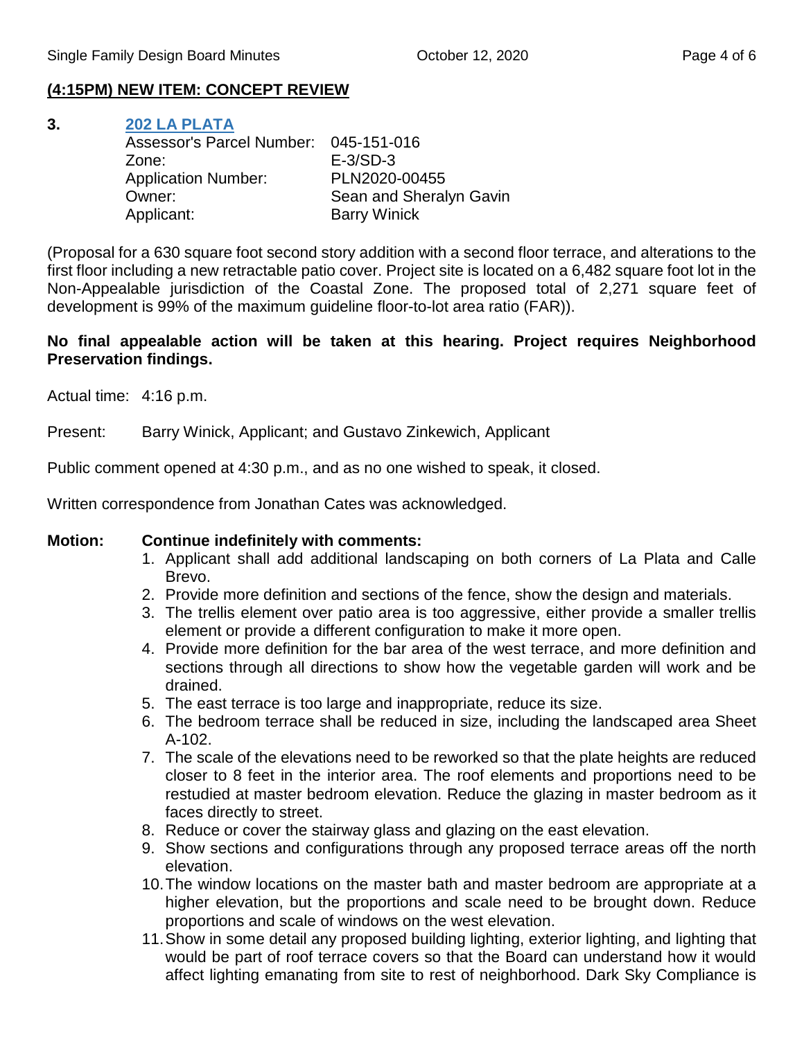## (4:15PM) NEW ITEM: CONCEPT REVIEW

**3. 202 LA PLATA**

Assessor's Parcel Number: 045-151-016
Zone: E-3/SD-3
Application Number: PLN2020-00455
Owner: Sean and Sheralyn Gavin
Applicant: Barry Winick

(Proposal for a 630 square foot second story addition with a second floor terrace, and alterations to the first floor including a new retractable patio cover. Project site is located on a 6,482 square foot lot in the Non-Appealable jurisdiction of the Coastal Zone. The proposed total of 2,271 square feet of development is 99% of the maximum guideline floor-to-lot area ratio (FAR)).

**No final appealable action will be taken at this hearing. Project requires Neighborhood Preservation findings.**

Actual time: 4:16 p.m.

Present: Barry Winick, Applicant; and Gustavo Zinkewich, Applicant

Public comment opened at 4:30 p.m., and as no one wished to speak, it closed.

Written correspondence from Jonathan Cates was acknowledged.

**Motion: Continue indefinitely with comments:**

1. Applicant shall add additional landscaping on both corners of La Plata and Calle Brevo.
2. Provide more definition and sections of the fence, show the design and materials.
3. The trellis element over patio area is too aggressive, either provide a smaller trellis element or provide a different configuration to make it more open.
4. Provide more definition for the bar area of the west terrace, and more definition and sections through all directions to show how the vegetable garden will work and be drained.
5. The east terrace is too large and inappropriate, reduce its size.
6. The bedroom terrace shall be reduced in size, including the landscaped area Sheet A-102.
7. The scale of the elevations need to be reworked so that the plate heights are reduced closer to 8 feet in the interior area. The roof elements and proportions need to be restudied at master bedroom elevation. Reduce the glazing in master bedroom as it faces directly to street.
8. Reduce or cover the stairway glass and glazing on the east elevation.
9. Show sections and configurations through any proposed terrace areas off the north elevation.
10. The window locations on the master bath and master bedroom are appropriate at a higher elevation, but the proportions and scale need to be brought down. Reduce proportions and scale of windows on the west elevation.
11. Show in some detail any proposed building lighting, exterior lighting, and lighting that would be part of roof terrace covers so that the Board can understand how it would affect lighting emanating from site to rest of neighborhood. Dark Sky Compliance is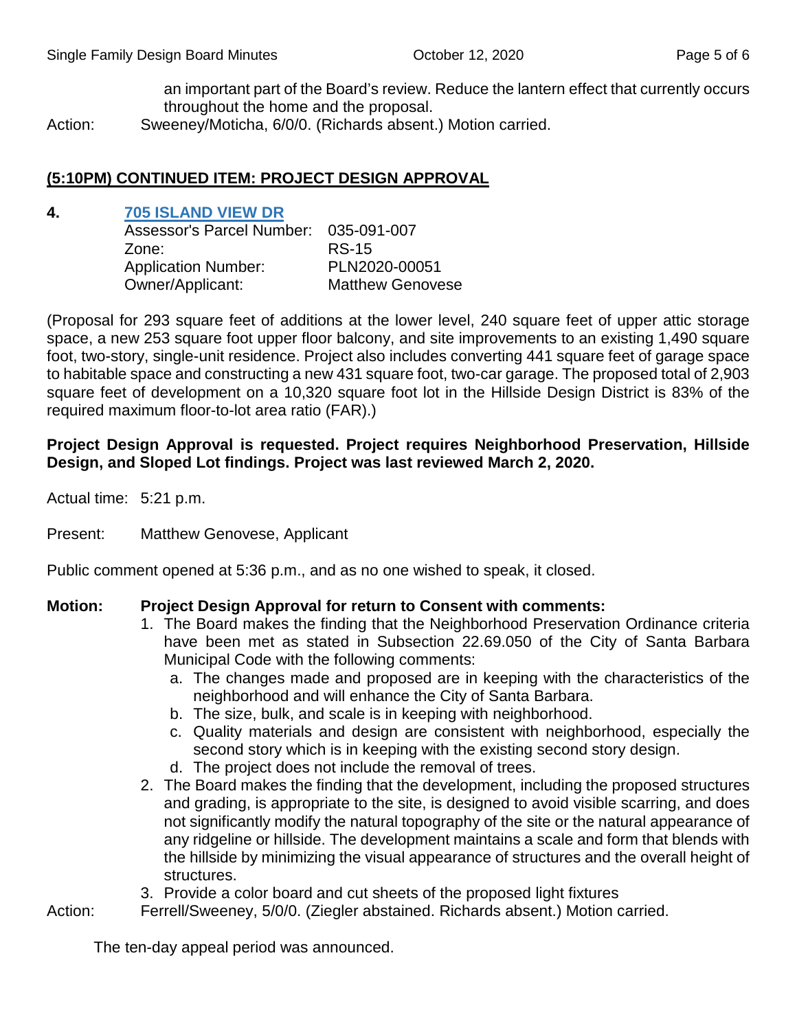an important part of the Board's review. Reduce the lantern effect that currently occurs throughout the home and the proposal.

Action: Sweeney/Moticha, 6/0/0. (Richards absent.) Motion carried.

## (5:10PM) CONTINUED ITEM: PROJECT DESIGN APPROVAL

**4. 705 ISLAND VIEW DR**

Assessor's Parcel Number: 035-091-007
Zone: RS-15
Application Number: PLN2020-00051
Owner/Applicant: Matthew Genovese

(Proposal for 293 square feet of additions at the lower level, 240 square feet of upper attic storage space, a new 253 square foot upper floor balcony, and site improvements to an existing 1,490 square foot, two-story, single-unit residence. Project also includes converting 441 square feet of garage space to habitable space and constructing a new 431 square foot, two-car garage. The proposed total of 2,903 square feet of development on a 10,320 square foot lot in the Hillside Design District is 83% of the required maximum floor-to-lot area ratio (FAR).)

**Project Design Approval is requested. Project requires Neighborhood Preservation, Hillside Design, and Sloped Lot findings. Project was last reviewed March 2, 2020.**

Actual time: 5:21 p.m.

Present: Matthew Genovese, Applicant

Public comment opened at 5:36 p.m., and as no one wished to speak, it closed.

**Motion: Project Design Approval for return to Consent with comments:**

1. The Board makes the finding that the Neighborhood Preservation Ordinance criteria have been met as stated in Subsection 22.69.050 of the City of Santa Barbara Municipal Code with the following comments:
   a. The changes made and proposed are in keeping with the characteristics of the neighborhood and will enhance the City of Santa Barbara.
   b. The size, bulk, and scale is in keeping with neighborhood.
   c. Quality materials and design are consistent with neighborhood, especially the second story which is in keeping with the existing second story design.
   d. The project does not include the removal of trees.
2. The Board makes the finding that the development, including the proposed structures and grading, is appropriate to the site, is designed to avoid visible scarring, and does not significantly modify the natural topography of the site or the natural appearance of any ridgeline or hillside. The development maintains a scale and form that blends with the hillside by minimizing the visual appearance of structures and the overall height of structures.
3. Provide a color board and cut sheets of the proposed light fixtures

Action: Ferrell/Sweeney, 5/0/0. (Ziegler abstained. Richards absent.) Motion carried.

The ten-day appeal period was announced.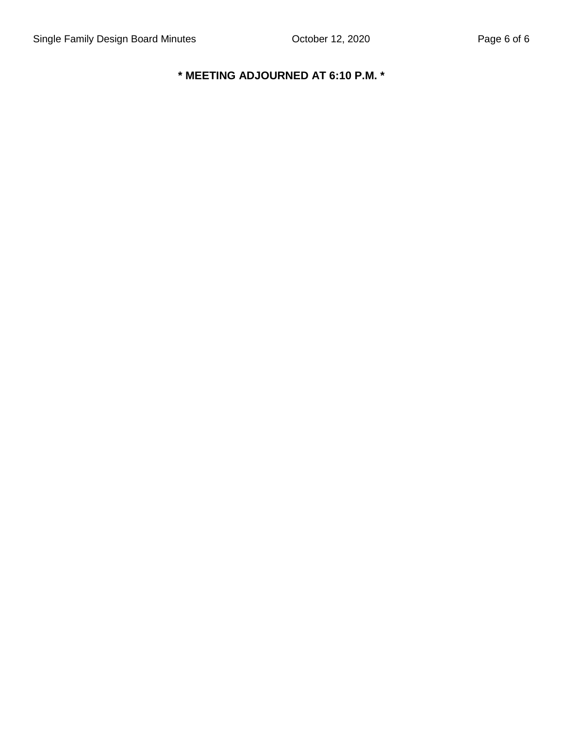**\* MEETING ADJOURNED AT 6:10 P.M. \***

**\* MEETING ADJOURNED AT 6:10 P.M. \***